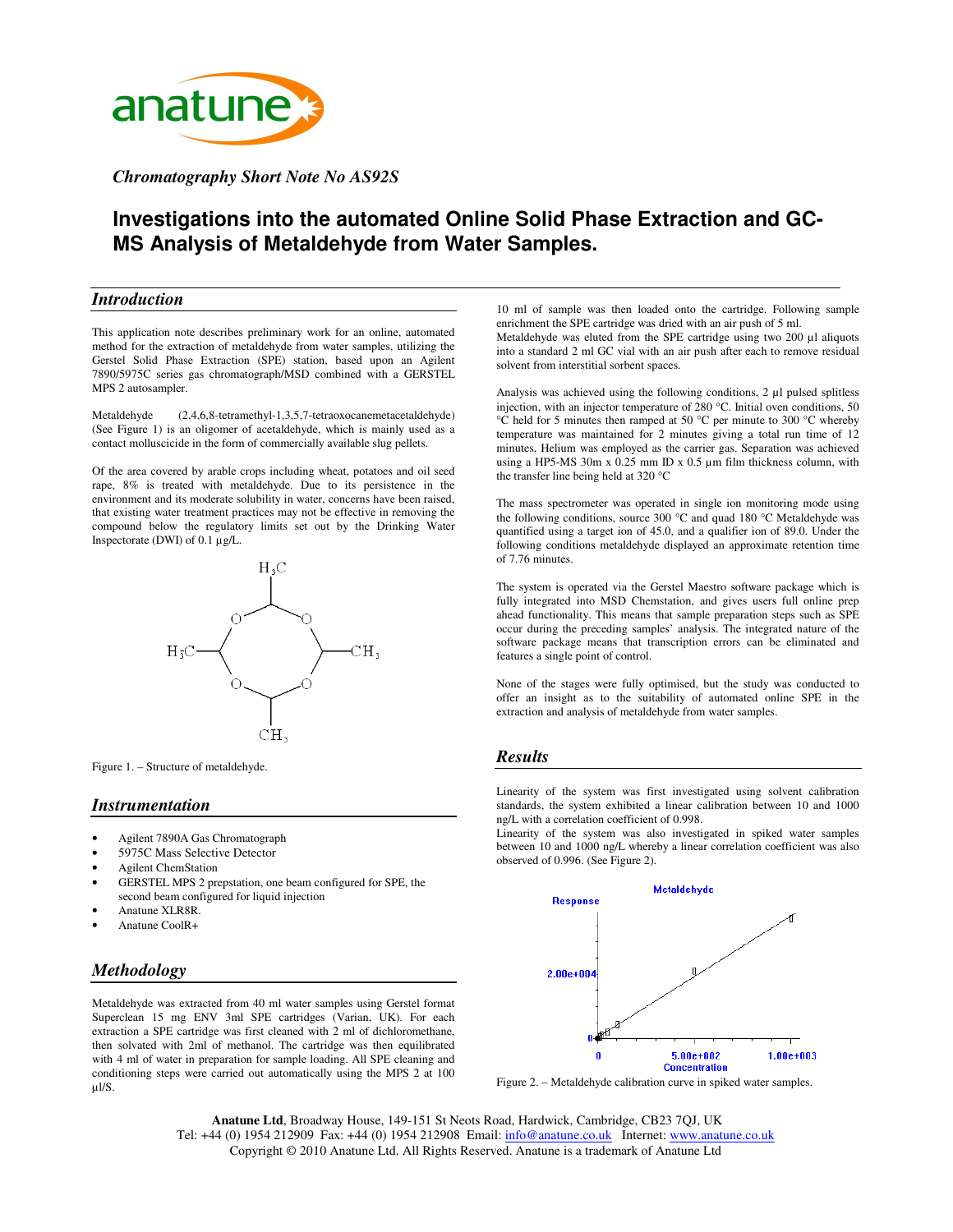*Chromatography Short Note No AS92S*

# Investigations into the automated Online Solid Phase Extraction and GC-MS Analysis of Metaldehyde from Water Samples.

## Introduction

This application note describes preliminary work for an online, automated method for the extraction of metaldehyde from water samples, utilizing the Gerstel Solid Phase Extraction (SPE) station, based upon an Agilent 7890/5975C series gas chromatograph/MSD combined with a GERSTEL MPS 2 autosampler.

Metaldehyde (2,4,6,8-tetramethyl-1,3,5,7-tetraoxocanemetacetaldehyde) (See Figure 1) is an oligomer of acetaldehyde, which is mainly used as a contact molluscicide in the form of commercially available slug pellets.

Of the area covered by arable crops including wheat, potatoes and oil seed rape, 8% is treated with metaldehyde. Due to its persistence in the environment and its moderate solubility in water, concerns have been raised, that existing water treatment practices may not be effective in removing the compound below the regulatory limits set out by the Drinking Water Inspectorate (DWI) of 0.1 µg/L.

Figure 1. – Structure of metaldehyde.

## Instrumentation

- Agilent 7890A Gas Chromatograph
- 5975C Mass Selective Detector
- Agilent ChemStation
- GERSTEL MPS 2 prepstation, one beam configured for SPE, the second beam configured for liquid injection
- Anatune XLR8R.
- Anatune CoolR+

## Methodology

Metaldehyde was extracted from 40 ml water samples using Gerstel format Superclean 15 mg ENV 3ml SPE cartridges (Varian, UK). For each extraction a SPE cartridge was first cleaned with 2 ml of dichloromethane, then solvated with 2ml of methanol. The cartridge was then equilibrated with 4 ml of water in preparation for sample loading. All SPE cleaning and conditioning steps were carried out automatically using the MPS 2 at 100 µl/S.

10 ml of sample was then loaded onto the cartridge. Following sample enrichment the SPE cartridge was dried with an air push of 5 ml.
Metaldehyde was eluted from the SPE cartridge using two 200 µl aliquots into a standard 2 ml GC vial with an air push after each to remove residual solvent from interstitial sorbent spaces.

Analysis was achieved using the following conditions, 2 µl pulsed splitless injection, with an injector temperature of 280 °C. Initial oven conditions, 50 °C held for 5 minutes then ramped at 50 °C per minute to 300 °C whereby temperature was maintained for 2 minutes giving a total run time of 12 minutes. Helium was employed as the carrier gas. Separation was achieved using a HP5-MS 30m x 0.25 mm ID x 0.5 µm film thickness column, with the transfer line being held at 320 °C

The mass spectrometer was operated in single ion monitoring mode using the following conditions, source 300 °C and quad 180 °C Metaldehyde was quantified using a target ion of 45.0, and a qualifier ion of 89.0. Under the following conditions metaldehyde displayed an approximate retention time of 7.76 minutes.

The system is operated via the Gerstel Maestro software package which is fully integrated into MSD Chemstation, and gives users full online prep ahead functionality. This means that sample preparation steps such as SPE occur during the preceding samples' analysis. The integrated nature of the software package means that transcription errors can be eliminated and features a single point of control.

None of the stages were fully optimised, but the study was conducted to offer an insight as to the suitability of automated online SPE in the extraction and analysis of metaldehyde from water samples.

## Results

Linearity of the system was first investigated using solvent calibration standards, the system exhibited a linear calibration between 10 and 1000 ng/L with a correlation coefficient of 0.998.
Linearity of the system was also investigated in spiked water samples between 10 and 1000 ng/L whereby a linear correlation coefficient was also observed of 0.996. (See Figure 2).

Figure 2. – Metaldehyde calibration curve in spiked water samples.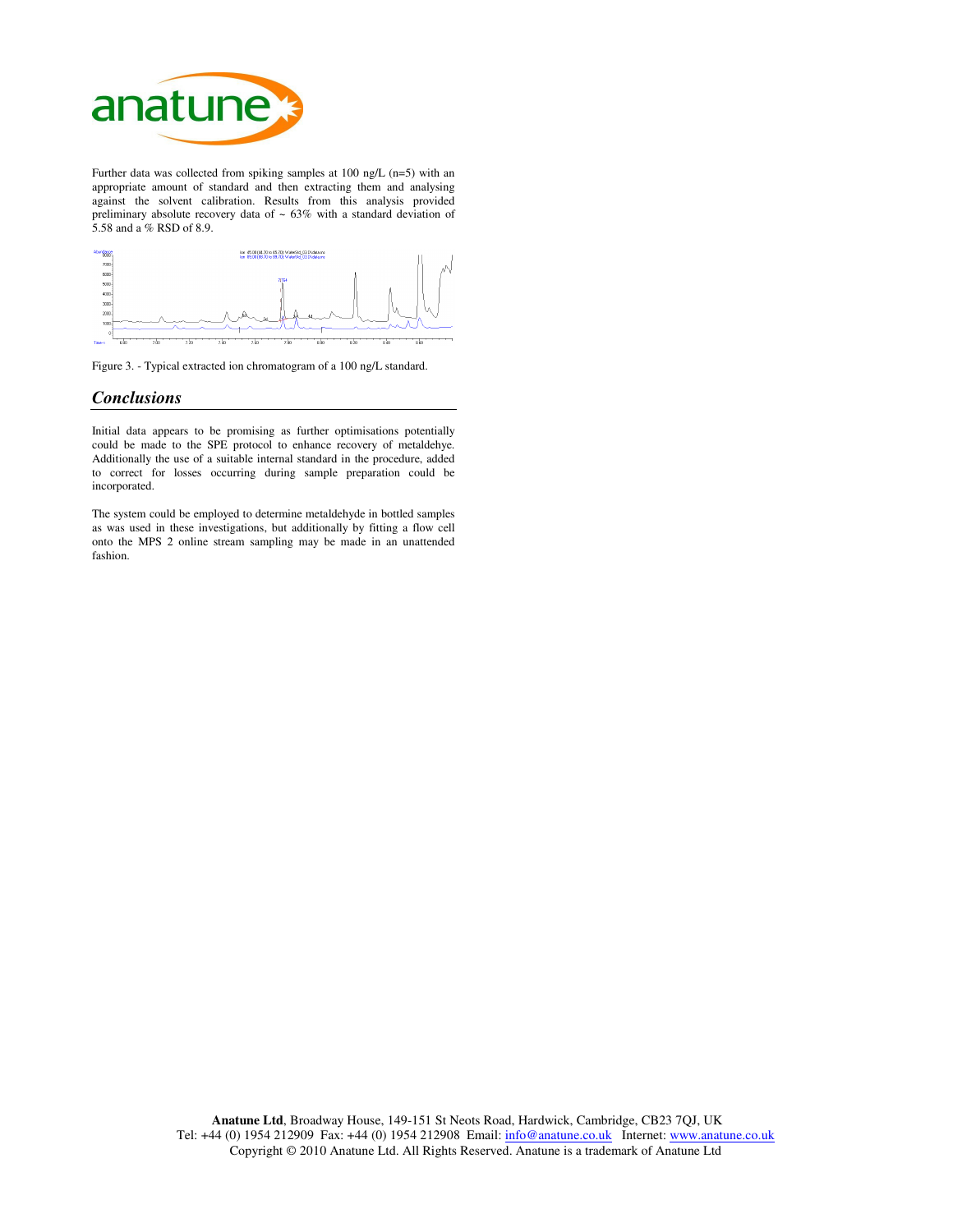Further data was collected from spiking samples at 100 ng/L (n=5) with an appropriate amount of standard and then extracting them and analysing against the solvent calibration. Results from this analysis provided preliminary absolute recovery data of ~ 63% with a standard deviation of 5.58 and a % RSD of 8.9.

Figure 3. - Typical extracted ion chromatogram of a 100 ng/L standard.

## *Conclusions*

Initial data appears to be promising as further optimisations potentially could be made to the SPE protocol to enhance recovery of metaldehye. Additionally the use of a suitable internal standard in the procedure, added to correct for losses occurring during sample preparation could be incorporated.

The system could be employed to determine metaldehyde in bottled samples as was used in these investigations, but additionally by fitting a flow cell onto the MPS 2 online stream sampling may be made in an unattended fashion.

**Anatune Ltd**, Broadway House, 149-151 St Neots Road, Hardwick, Cambridge, CB23 7QJ, UK
Tel: +44 (0) 1954 212909 Fax: +44 (0) 1954 212908 Email: info@anatune.co.uk Internet: www.anatune.co.uk
Copyright © 2010 Anatune Ltd. All Rights Reserved. Anatune is a trademark of Anatune Ltd